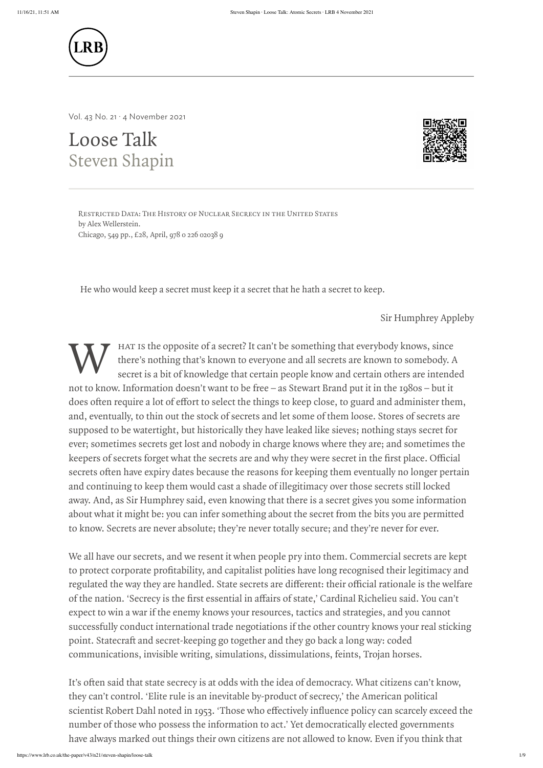Vol. 43 No. 21 · 4 November 2021

# Loose Talk
## Steven Shapin

Restricted Data: The History of Nuclear Secrecy in the United States
by Alex Wellerstein.
Chicago, 549 pp., £28, April, 978 0 226 02038 9

He who would keep a secret must keep it a secret that he hath a secret to keep.

Sir Humphrey Appleby

What is the opposite of a secret? It can't be something that everybody knows, since there's nothing that's known to everyone and all secrets are known to somebody. A secret is a bit of knowledge that certain people know and certain others are intended not to know. Information doesn't want to be free – as Stewart Brand put it in the 1980s – but it does often require a lot of effort to select the things to keep close, to guard and administer them, and, eventually, to thin out the stock of secrets and let some of them loose. Stores of secrets are supposed to be watertight, but historically they have leaked like sieves; nothing stays secret for ever; sometimes secrets get lost and nobody in charge knows where they are; and sometimes the keepers of secrets forget what the secrets are and why they were secret in the first place. Official secrets often have expiry dates because the reasons for keeping them eventually no longer pertain and continuing to keep them would cast a shade of illegitimacy over those secrets still locked away. And, as Sir Humphrey said, even knowing that there is a secret gives you some information about what it might be: you can infer something about the secret from the bits you are permitted to know. Secrets are never absolute; they're never totally secure; and they're never for ever.

We all have our secrets, and we resent it when people pry into them. Commercial secrets are kept to protect corporate profitability, and capitalist polities have long recognised their legitimacy and regulated the way they are handled. State secrets are different: their official rationale is the welfare of the nation. 'Secrecy is the first essential in affairs of state,' Cardinal Richelieu said. You can't expect to win a war if the enemy knows your resources, tactics and strategies, and you cannot successfully conduct international trade negotiations if the other country knows your real sticking point. Statecraft and secret-keeping go together and they go back a long way: coded communications, invisible writing, simulations, dissimulations, feints, Trojan horses.

It's often said that state secrecy is at odds with the idea of democracy. What citizens can't know, they can't control. 'Elite rule is an inevitable by-product of secrecy,' the American political scientist Robert Dahl noted in 1953. 'Those who effectively influence policy can scarcely exceed the number of those who possess the information to act.' Yet democratically elected governments have always marked out things their own citizens are not allowed to know. Even if you think that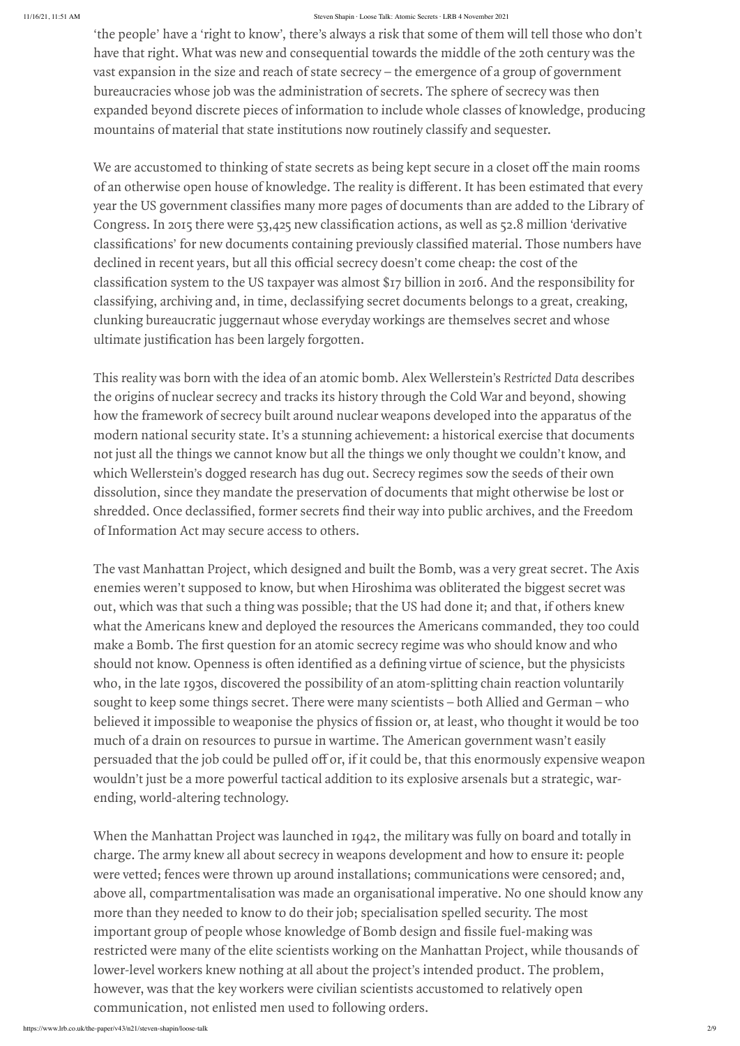'the people' have a 'right to know', there's always a risk that some of them will tell those who don't have that right. What was new and consequential towards the middle of the 20th century was the vast expansion in the size and reach of state secrecy – the emergence of a group of government bureaucracies whose job was the administration of secrets. The sphere of secrecy was then expanded beyond discrete pieces of information to include whole classes of knowledge, producing mountains of material that state institutions now routinely classify and sequester.

We are accustomed to thinking of state secrets as being kept secure in a closet off the main rooms of an otherwise open house of knowledge. The reality is different. It has been estimated that every year the US government classifies many more pages of documents than are added to the Library of Congress. In 2015 there were 53,425 new classification actions, as well as 52.8 million 'derivative classifications' for new documents containing previously classified material. Those numbers have declined in recent years, but all this official secrecy doesn't come cheap: the cost of the classification system to the US taxpayer was almost $17 billion in 2016. And the responsibility for classifying, archiving and, in time, declassifying secret documents belongs to a great, creaking, clunking bureaucratic juggernaut whose everyday workings are themselves secret and whose ultimate justification has been largely forgotten.

This reality was born with the idea of an atomic bomb. Alex Wellerstein's *Restricted Data* describes the origins of nuclear secrecy and tracks its history through the Cold War and beyond, showing how the framework of secrecy built around nuclear weapons developed into the apparatus of the modern national security state. It's a stunning achievement: a historical exercise that documents not just all the things we cannot know but all the things we only thought we couldn't know, and which Wellerstein's dogged research has dug out. Secrecy regimes sow the seeds of their own dissolution, since they mandate the preservation of documents that might otherwise be lost or shredded. Once declassified, former secrets find their way into public archives, and the Freedom of Information Act may secure access to others.

The vast Manhattan Project, which designed and built the Bomb, was a very great secret. The Axis enemies weren't supposed to know, but when Hiroshima was obliterated the biggest secret was out, which was that such a thing was possible; that the US had done it; and that, if others knew what the Americans knew and deployed the resources the Americans commanded, they too could make a Bomb. The first question for an atomic secrecy regime was who should know and who should not know. Openness is often identified as a defining virtue of science, but the physicists who, in the late 1930s, discovered the possibility of an atom-splitting chain reaction voluntarily sought to keep some things secret. There were many scientists – both Allied and German – who believed it impossible to weaponise the physics of fission or, at least, who thought it would be too much of a drain on resources to pursue in wartime. The American government wasn't easily persuaded that the job could be pulled off or, if it could be, that this enormously expensive weapon wouldn't just be a more powerful tactical addition to its explosive arsenals but a strategic, war-ending, world-altering technology.

When the Manhattan Project was launched in 1942, the military was fully on board and totally in charge. The army knew all about secrecy in weapons development and how to ensure it: people were vetted; fences were thrown up around installations; communications were censored; and, above all, compartmentalisation was made an organisational imperative. No one should know any more than they needed to know to do their job; specialisation spelled security. The most important group of people whose knowledge of Bomb design and fissile fuel-making was restricted were many of the elite scientists working on the Manhattan Project, while thousands of lower-level workers knew nothing at all about the project's intended product. The problem, however, was that the key workers were civilian scientists accustomed to relatively open communication, not enlisted men used to following orders.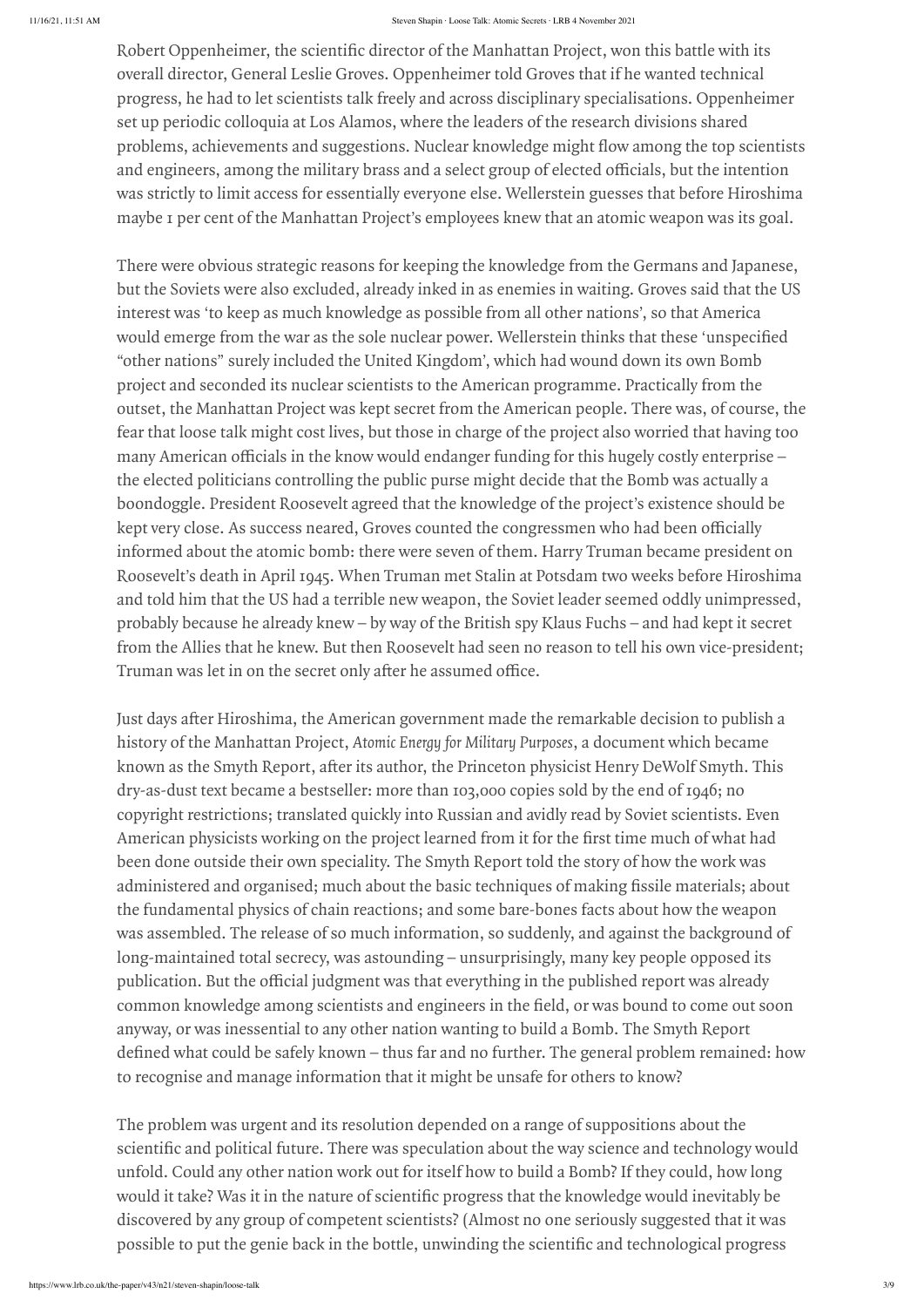Robert Oppenheimer, the scientific director of the Manhattan Project, won this battle with its overall director, General Leslie Groves. Oppenheimer told Groves that if he wanted technical progress, he had to let scientists talk freely and across disciplinary specialisations. Oppenheimer set up periodic colloquia at Los Alamos, where the leaders of the research divisions shared problems, achievements and suggestions. Nuclear knowledge might flow among the top scientists and engineers, among the military brass and a select group of elected officials, but the intention was strictly to limit access for essentially everyone else. Wellerstein guesses that before Hiroshima maybe 1 per cent of the Manhattan Project's employees knew that an atomic weapon was its goal.

There were obvious strategic reasons for keeping the knowledge from the Germans and Japanese, but the Soviets were also excluded, already inked in as enemies in waiting. Groves said that the US interest was 'to keep as much knowledge as possible from all other nations', so that America would emerge from the war as the sole nuclear power. Wellerstein thinks that these 'unspecified "other nations" surely included the United Kingdom', which had wound down its own Bomb project and seconded its nuclear scientists to the American programme. Practically from the outset, the Manhattan Project was kept secret from the American people. There was, of course, the fear that loose talk might cost lives, but those in charge of the project also worried that having too many American officials in the know would endanger funding for this hugely costly enterprise – the elected politicians controlling the public purse might decide that the Bomb was actually a boondoggle. President Roosevelt agreed that the knowledge of the project's existence should be kept very close. As success neared, Groves counted the congressmen who had been officially informed about the atomic bomb: there were seven of them. Harry Truman became president on Roosevelt's death in April 1945. When Truman met Stalin at Potsdam two weeks before Hiroshima and told him that the US had a terrible new weapon, the Soviet leader seemed oddly unimpressed, probably because he already knew – by way of the British spy Klaus Fuchs – and had kept it secret from the Allies that he knew. But then Roosevelt had seen no reason to tell his own vice-president; Truman was let in on the secret only after he assumed office.

Just days after Hiroshima, the American government made the remarkable decision to publish a history of the Manhattan Project, *Atomic Energy for Military Purposes*, a document which became known as the Smyth Report, after its author, the Princeton physicist Henry DeWolf Smyth. This dry-as-dust text became a bestseller: more than 103,000 copies sold by the end of 1946; no copyright restrictions; translated quickly into Russian and avidly read by Soviet scientists. Even American physicists working on the project learned from it for the first time much of what had been done outside their own speciality. The Smyth Report told the story of how the work was administered and organised; much about the basic techniques of making fissile materials; about the fundamental physics of chain reactions; and some bare-bones facts about how the weapon was assembled. The release of so much information, so suddenly, and against the background of long-maintained total secrecy, was astounding – unsurprisingly, many key people opposed its publication. But the official judgment was that everything in the published report was already common knowledge among scientists and engineers in the field, or was bound to come out soon anyway, or was inessential to any other nation wanting to build a Bomb. The Smyth Report defined what could be safely known – thus far and no further. The general problem remained: how to recognise and manage information that it might be unsafe for others to know?

The problem was urgent and its resolution depended on a range of suppositions about the scientific and political future. There was speculation about the way science and technology would unfold. Could any other nation work out for itself how to build a Bomb? If they could, how long would it take? Was it in the nature of scientific progress that the knowledge would inevitably be discovered by any group of competent scientists? (Almost no one seriously suggested that it was possible to put the genie back in the bottle, unwinding the scientific and technological progress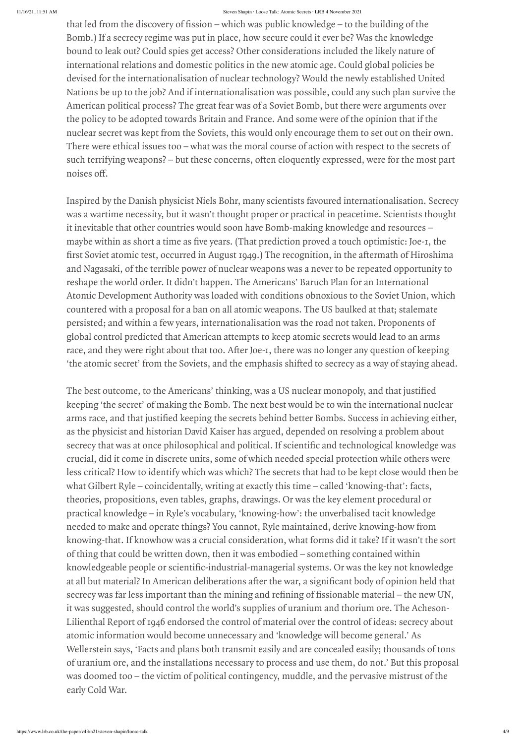that led from the discovery of fission – which was public knowledge – to the building of the Bomb.) If a secrecy regime was put in place, how secure could it ever be? Was the knowledge bound to leak out? Could spies get access? Other considerations included the likely nature of international relations and domestic politics in the new atomic age. Could global policies be devised for the internationalisation of nuclear technology? Would the newly established United Nations be up to the job? And if internationalisation was possible, could any such plan survive the American political process? The great fear was of a Soviet Bomb, but there were arguments over the policy to be adopted towards Britain and France. And some were of the opinion that if the nuclear secret was kept from the Soviets, this would only encourage them to set out on their own. There were ethical issues too – what was the moral course of action with respect to the secrets of such terrifying weapons? – but these concerns, often eloquently expressed, were for the most part noises off.

Inspired by the Danish physicist Niels Bohr, many scientists favoured internationalisation. Secrecy was a wartime necessity, but it wasn't thought proper or practical in peacetime. Scientists thought it inevitable that other countries would soon have Bomb-making knowledge and resources – maybe within as short a time as five years. (That prediction proved a touch optimistic: Joe-1, the first Soviet atomic test, occurred in August 1949.) The recognition, in the aftermath of Hiroshima and Nagasaki, of the terrible power of nuclear weapons was a never to be repeated opportunity to reshape the world order. It didn't happen. The Americans' Baruch Plan for an International Atomic Development Authority was loaded with conditions obnoxious to the Soviet Union, which countered with a proposal for a ban on all atomic weapons. The US baulked at that; stalemate persisted; and within a few years, internationalisation was the road not taken. Proponents of global control predicted that American attempts to keep atomic secrets would lead to an arms race, and they were right about that too. After Joe-1, there was no longer any question of keeping 'the atomic secret' from the Soviets, and the emphasis shifted to secrecy as a way of staying ahead.

The best outcome, to the Americans' thinking, was a US nuclear monopoly, and that justified keeping 'the secret' of making the Bomb. The next best would be to win the international nuclear arms race, and that justified keeping the secrets behind better Bombs. Success in achieving either, as the physicist and historian David Kaiser has argued, depended on resolving a problem about secrecy that was at once philosophical and political. If scientific and technological knowledge was crucial, did it come in discrete units, some of which needed special protection while others were less critical? How to identify which was which? The secrets that had to be kept close would then be what Gilbert Ryle – coincidentally, writing at exactly this time – called 'knowing-that': facts, theories, propositions, even tables, graphs, drawings. Or was the key element procedural or practical knowledge – in Ryle's vocabulary, 'knowing-how': the unverbalised tacit knowledge needed to make and operate things? You cannot, Ryle maintained, derive knowing-how from knowing-that. If knowhow was a crucial consideration, what forms did it take? If it wasn't the sort of thing that could be written down, then it was embodied – something contained within knowledgeable people or scientific-industrial-managerial systems. Or was the key not knowledge at all but material? In American deliberations after the war, a significant body of opinion held that secrecy was far less important than the mining and refining of fissionable material – the new UN, it was suggested, should control the world's supplies of uranium and thorium ore. The Acheson-Lilienthal Report of 1946 endorsed the control of material over the control of ideas: secrecy about atomic information would become unnecessary and 'knowledge will become general.' As Wellerstein says, 'Facts and plans both transmit easily and are concealed easily; thousands of tons of uranium ore, and the installations necessary to process and use them, do not.' But this proposal was doomed too – the victim of political contingency, muddle, and the pervasive mistrust of the early Cold War.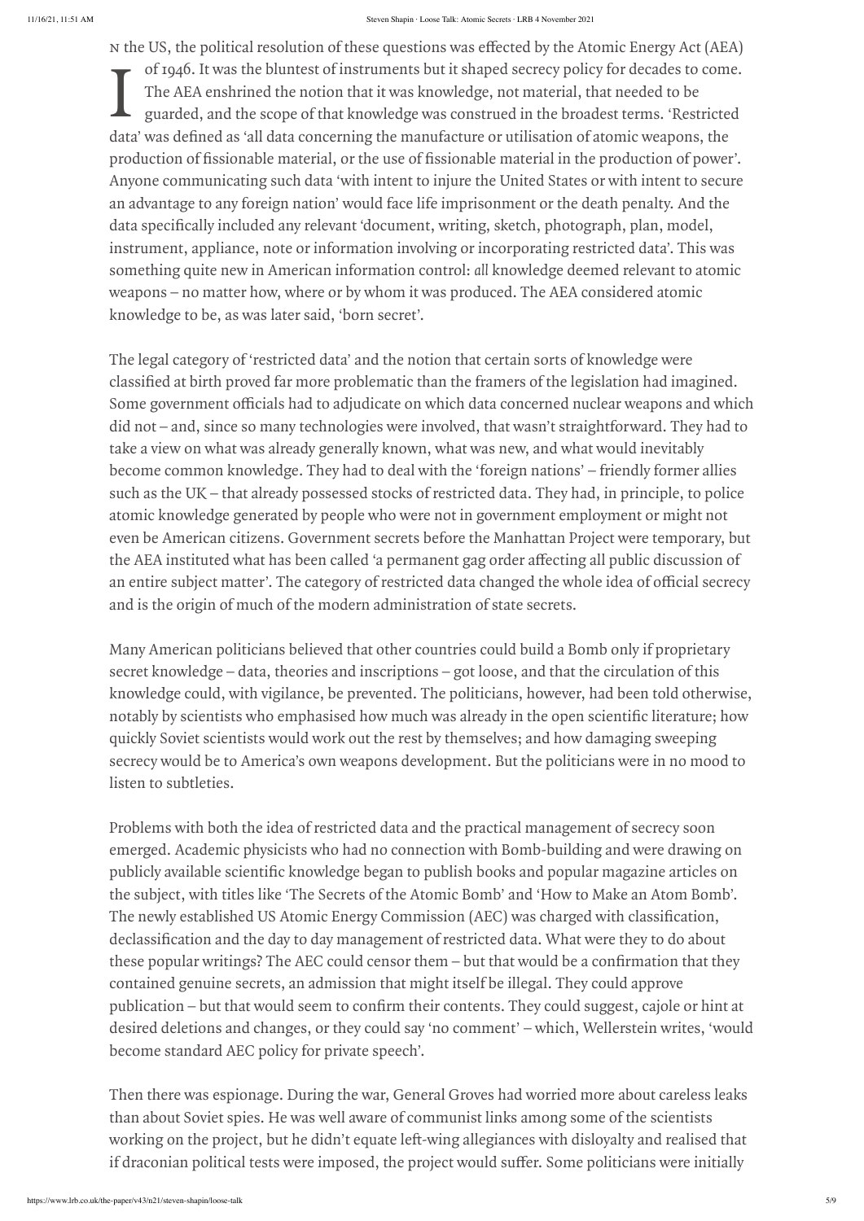In the US, the political resolution of these questions was effected by the Atomic Energy Act (AEA) of 1946. It was the bluntest of instruments but it shaped secrecy policy for decades to come. The AEA enshrined the notion that it was knowledge, not material, that needed to be guarded, and the scope of that knowledge was construed in the broadest terms. 'Restricted data' was defined as 'all data concerning the manufacture or utilisation of atomic weapons, the production of fissionable material, or the use of fissionable material in the production of power'. Anyone communicating such data 'with intent to injure the United States or with intent to secure an advantage to any foreign nation' would face life imprisonment or the death penalty. And the data specifically included any relevant 'document, writing, sketch, photograph, plan, model, instrument, appliance, note or information involving or incorporating restricted data'. This was something quite new in American information control: *all* knowledge deemed relevant to atomic weapons – no matter how, where or by whom it was produced. The AEA considered atomic knowledge to be, as was later said, 'born secret'.

The legal category of 'restricted data' and the notion that certain sorts of knowledge were classified at birth proved far more problematic than the framers of the legislation had imagined. Some government officials had to adjudicate on which data concerned nuclear weapons and which did not – and, since so many technologies were involved, that wasn't straightforward. They had to take a view on what was already generally known, what was new, and what would inevitably become common knowledge. They had to deal with the 'foreign nations' – friendly former allies such as the UK – that already possessed stocks of restricted data. They had, in principle, to police atomic knowledge generated by people who were not in government employment or might not even be American citizens. Government secrets before the Manhattan Project were temporary, but the AEA instituted what has been called 'a permanent gag order affecting all public discussion of an entire subject matter'. The category of restricted data changed the whole idea of official secrecy and is the origin of much of the modern administration of state secrets.

Many American politicians believed that other countries could build a Bomb only if proprietary secret knowledge – data, theories and inscriptions – got loose, and that the circulation of this knowledge could, with vigilance, be prevented. The politicians, however, had been told otherwise, notably by scientists who emphasised how much was already in the open scientific literature; how quickly Soviet scientists would work out the rest by themselves; and how damaging sweeping secrecy would be to America's own weapons development. But the politicians were in no mood to listen to subtleties.

Problems with both the idea of restricted data and the practical management of secrecy soon emerged. Academic physicists who had no connection with Bomb-building and were drawing on publicly available scientific knowledge began to publish books and popular magazine articles on the subject, with titles like 'The Secrets of the Atomic Bomb' and 'How to Make an Atom Bomb'. The newly established US Atomic Energy Commission (AEC) was charged with classification, declassification and the day to day management of restricted data. What were they to do about these popular writings? The AEC could censor them – but that would be a confirmation that they contained genuine secrets, an admission that might itself be illegal. They could approve publication – but that would seem to confirm their contents. They could suggest, cajole or hint at desired deletions and changes, or they could say 'no comment' – which, Wellerstein writes, 'would become standard AEC policy for private speech'.

Then there was espionage. During the war, General Groves had worried more about careless leaks than about Soviet spies. He was well aware of communist links among some of the scientists working on the project, but he didn't equate left-wing allegiances with disloyalty and realised that if draconian political tests were imposed, the project would suffer. Some politicians were initially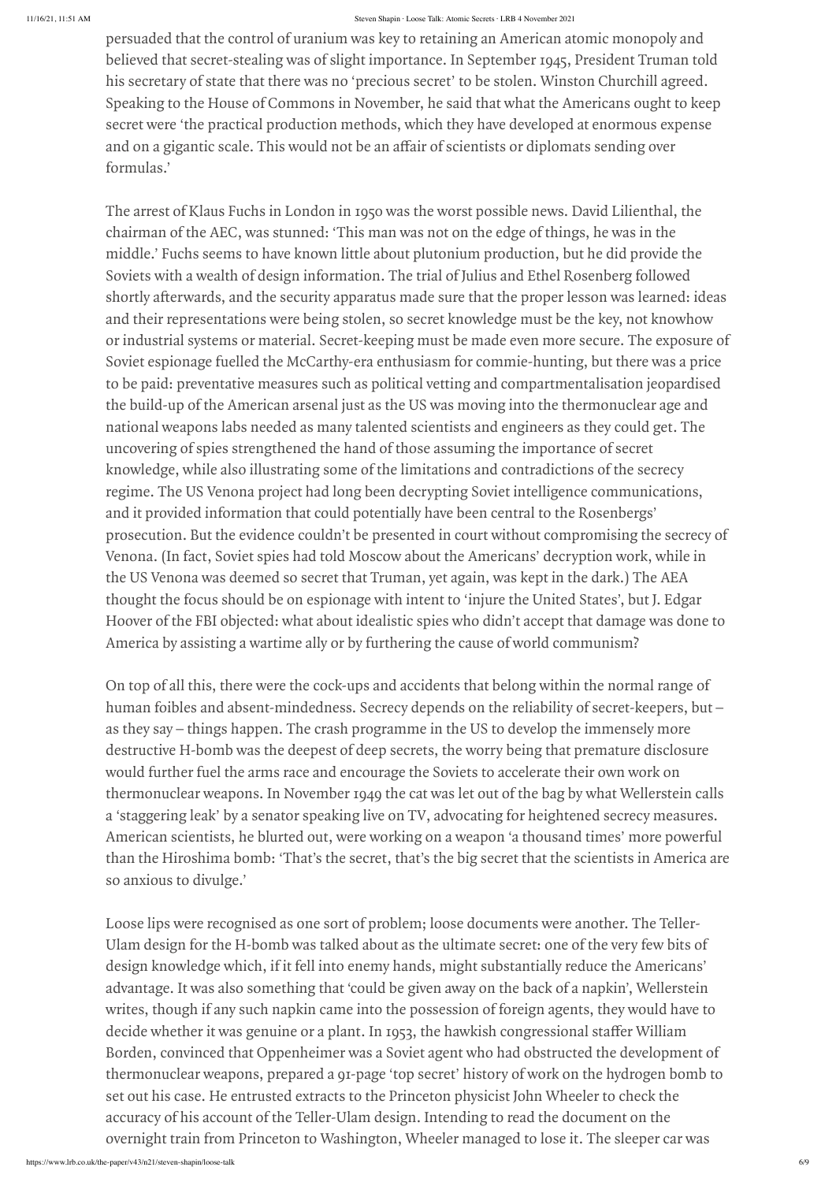persuaded that the control of uranium was key to retaining an American atomic monopoly and believed that secret-stealing was of slight importance. In September 1945, President Truman told his secretary of state that there was no 'precious secret' to be stolen. Winston Churchill agreed. Speaking to the House of Commons in November, he said that what the Americans ought to keep secret were 'the practical production methods, which they have developed at enormous expense and on a gigantic scale. This would not be an affair of scientists or diplomats sending over formulas.'

The arrest of Klaus Fuchs in London in 1950 was the worst possible news. David Lilienthal, the chairman of the AEC, was stunned: 'This man was not on the edge of things, he was in the middle.' Fuchs seems to have known little about plutonium production, but he did provide the Soviets with a wealth of design information. The trial of Julius and Ethel Rosenberg followed shortly afterwards, and the security apparatus made sure that the proper lesson was learned: ideas and their representations were being stolen, so secret knowledge must be the key, not knowhow or industrial systems or material. Secret-keeping must be made even more secure. The exposure of Soviet espionage fuelled the McCarthy-era enthusiasm for commie-hunting, but there was a price to be paid: preventative measures such as political vetting and compartmentalisation jeopardised the build-up of the American arsenal just as the US was moving into the thermonuclear age and national weapons labs needed as many talented scientists and engineers as they could get. The uncovering of spies strengthened the hand of those assuming the importance of secret knowledge, while also illustrating some of the limitations and contradictions of the secrecy regime. The US Venona project had long been decrypting Soviet intelligence communications, and it provided information that could potentially have been central to the Rosenbergs' prosecution. But the evidence couldn't be presented in court without compromising the secrecy of Venona. (In fact, Soviet spies had told Moscow about the Americans' decryption work, while in the US Venona was deemed so secret that Truman, yet again, was kept in the dark.) The AEA thought the focus should be on espionage with intent to 'injure the United States', but J. Edgar Hoover of the FBI objected: what about idealistic spies who didn't accept that damage was done to America by assisting a wartime ally or by furthering the cause of world communism?

On top of all this, there were the cock-ups and accidents that belong within the normal range of human foibles and absent-mindedness. Secrecy depends on the reliability of secret-keepers, but – as they say – things happen. The crash programme in the US to develop the immensely more destructive H-bomb was the deepest of deep secrets, the worry being that premature disclosure would further fuel the arms race and encourage the Soviets to accelerate their own work on thermonuclear weapons. In November 1949 the cat was let out of the bag by what Wellerstein calls a 'staggering leak' by a senator speaking live on TV, advocating for heightened secrecy measures. American scientists, he blurted out, were working on a weapon 'a thousand times' more powerful than the Hiroshima bomb: 'That's the secret, that's the big secret that the scientists in America are so anxious to divulge.'

Loose lips were recognised as one sort of problem; loose documents were another. The Teller-Ulam design for the H-bomb was talked about as the ultimate secret: one of the very few bits of design knowledge which, if it fell into enemy hands, might substantially reduce the Americans' advantage. It was also something that 'could be given away on the back of a napkin', Wellerstein writes, though if any such napkin came into the possession of foreign agents, they would have to decide whether it was genuine or a plant. In 1953, the hawkish congressional staffer William Borden, convinced that Oppenheimer was a Soviet agent who had obstructed the development of thermonuclear weapons, prepared a 91-page 'top secret' history of work on the hydrogen bomb to set out his case. He entrusted extracts to the Princeton physicist John Wheeler to check the accuracy of his account of the Teller-Ulam design. Intending to read the document on the overnight train from Princeton to Washington, Wheeler managed to lose it. The sleeper car was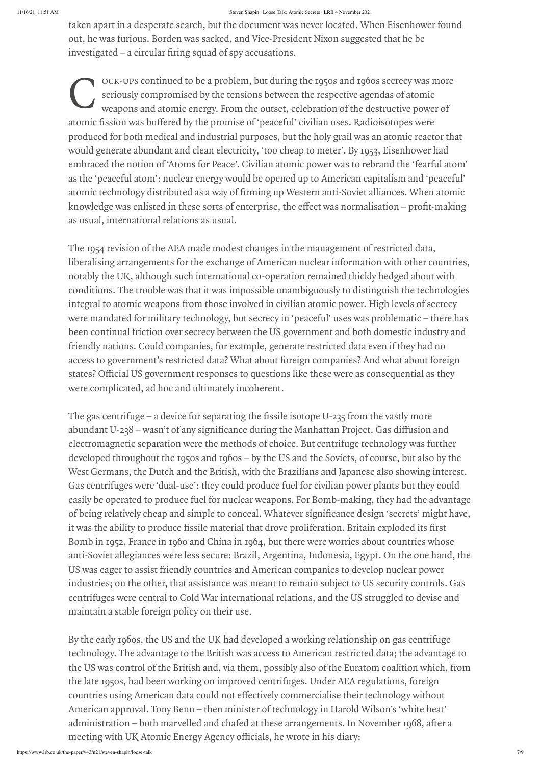taken apart in a desperate search, but the document was never located. When Eisenhower found out, he was furious. Borden was sacked, and Vice-President Nixon suggested that he be investigated – a circular firing squad of spy accusations.

Cock-ups continued to be a problem, but during the 1950s and 1960s secrecy was more seriously compromised by the tensions between the respective agendas of atomic weapons and atomic energy. From the outset, celebration of the destructive power of atomic fission was buffered by the promise of 'peaceful' civilian uses. Radioisotopes were produced for both medical and industrial purposes, but the holy grail was an atomic reactor that would generate abundant and clean electricity, 'too cheap to meter'. By 1953, Eisenhower had embraced the notion of 'Atoms for Peace'. Civilian atomic power was to rebrand the 'fearful atom' as the 'peaceful atom': nuclear energy would be opened up to American capitalism and 'peaceful' atomic technology distributed as a way of firming up Western anti-Soviet alliances. When atomic knowledge was enlisted in these sorts of enterprise, the effect was normalisation – profit-making as usual, international relations as usual.

The 1954 revision of the AEA made modest changes in the management of restricted data, liberalising arrangements for the exchange of American nuclear information with other countries, notably the UK, although such international co-operation remained thickly hedged about with conditions. The trouble was that it was impossible unambiguously to distinguish the technologies integral to atomic weapons from those involved in civilian atomic power. High levels of secrecy were mandated for military technology, but secrecy in 'peaceful' uses was problematic – there has been continual friction over secrecy between the US government and both domestic industry and friendly nations. Could companies, for example, generate restricted data even if they had no access to government's restricted data? What about foreign companies? And what about foreign states? Official US government responses to questions like these were as consequential as they were complicated, ad hoc and ultimately incoherent.

The gas centrifuge – a device for separating the fissile isotope U-235 from the vastly more abundant U-238 – wasn't of any significance during the Manhattan Project. Gas diffusion and electromagnetic separation were the methods of choice. But centrifuge technology was further developed throughout the 1950s and 1960s – by the US and the Soviets, of course, but also by the West Germans, the Dutch and the British, with the Brazilians and Japanese also showing interest. Gas centrifuges were 'dual-use': they could produce fuel for civilian power plants but they could easily be operated to produce fuel for nuclear weapons. For Bomb-making, they had the advantage of being relatively cheap and simple to conceal. Whatever significance design 'secrets' might have, it was the ability to produce fissile material that drove proliferation. Britain exploded its first Bomb in 1952, France in 1960 and China in 1964, but there were worries about countries whose anti-Soviet allegiances were less secure: Brazil, Argentina, Indonesia, Egypt. On the one hand, the US was eager to assist friendly countries and American companies to develop nuclear power industries; on the other, that assistance was meant to remain subject to US security controls. Gas centrifuges were central to Cold War international relations, and the US struggled to devise and maintain a stable foreign policy on their use.

By the early 1960s, the US and the UK had developed a working relationship on gas centrifuge technology. The advantage to the British was access to American restricted data; the advantage to the US was control of the British and, via them, possibly also of the Euratom coalition which, from the late 1950s, had been working on improved centrifuges. Under AEA regulations, foreign countries using American data could not effectively commercialise their technology without American approval. Tony Benn – then minister of technology in Harold Wilson's 'white heat' administration – both marvelled and chafed at these arrangements. In November 1968, after a meeting with UK Atomic Energy Agency officials, he wrote in his diary: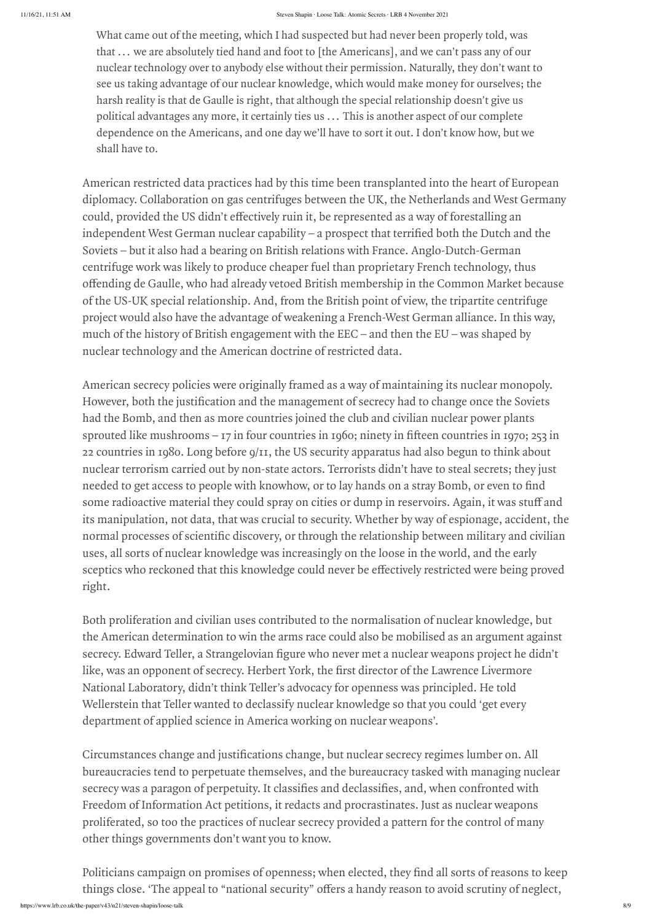> What came out of the meeting, which I had suspected but had never been properly told, was that … we are absolutely tied hand and foot to [the Americans], and we can't pass any of our nuclear technology over to anybody else without their permission. Naturally, they don't want to see us taking advantage of our nuclear knowledge, which would make money for ourselves; the harsh reality is that de Gaulle is right, that although the special relationship doesn't give us political advantages any more, it certainly ties us … This is another aspect of our complete dependence on the Americans, and one day we'll have to sort it out. I don't know how, but we shall have to.

American restricted data practices had by this time been transplanted into the heart of European diplomacy. Collaboration on gas centrifuges between the UK, the Netherlands and West Germany could, provided the US didn't effectively ruin it, be represented as a way of forestalling an independent West German nuclear capability – a prospect that terrified both the Dutch and the Soviets – but it also had a bearing on British relations with France. Anglo-Dutch-German centrifuge work was likely to produce cheaper fuel than proprietary French technology, thus offending de Gaulle, who had already vetoed British membership in the Common Market because of the US-UK special relationship. And, from the British point of view, the tripartite centrifuge project would also have the advantage of weakening a French-West German alliance. In this way, much of the history of British engagement with the EEC – and then the EU – was shaped by nuclear technology and the American doctrine of restricted data.

American secrecy policies were originally framed as a way of maintaining its nuclear monopoly. However, both the justification and the management of secrecy had to change once the Soviets had the Bomb, and then as more countries joined the club and civilian nuclear power plants sprouted like mushrooms – 17 in four countries in 1960; ninety in fifteen countries in 1970; 253 in 22 countries in 1980. Long before 9/11, the US security apparatus had also begun to think about nuclear terrorism carried out by non-state actors. Terrorists didn't have to steal secrets; they just needed to get access to people with knowhow, or to lay hands on a stray Bomb, or even to find some radioactive material they could spray on cities or dump in reservoirs. Again, it was stuff and its manipulation, not data, that was crucial to security. Whether by way of espionage, accident, the normal processes of scientific discovery, or through the relationship between military and civilian uses, all sorts of nuclear knowledge was increasingly on the loose in the world, and the early sceptics who reckoned that this knowledge could never be effectively restricted were being proved right.

Both proliferation and civilian uses contributed to the normalisation of nuclear knowledge, but the American determination to win the arms race could also be mobilised as an argument against secrecy. Edward Teller, a Strangelovian figure who never met a nuclear weapons project he didn't like, was an opponent of secrecy. Herbert York, the first director of the Lawrence Livermore National Laboratory, didn't think Teller's advocacy for openness was principled. He told Wellerstein that Teller wanted to declassify nuclear knowledge so that you could 'get every department of applied science in America working on nuclear weapons'.

Circumstances change and justifications change, but nuclear secrecy regimes lumber on. All bureaucracies tend to perpetuate themselves, and the bureaucracy tasked with managing nuclear secrecy was a paragon of perpetuity. It classifies and declassifies, and, when confronted with Freedom of Information Act petitions, it redacts and procrastinates. Just as nuclear weapons proliferated, so too the practices of nuclear secrecy provided a pattern for the control of many other things governments don't want you to know.

Politicians campaign on promises of openness; when elected, they find all sorts of reasons to keep things close. 'The appeal to "national security" offers a handy reason to avoid scrutiny of neglect,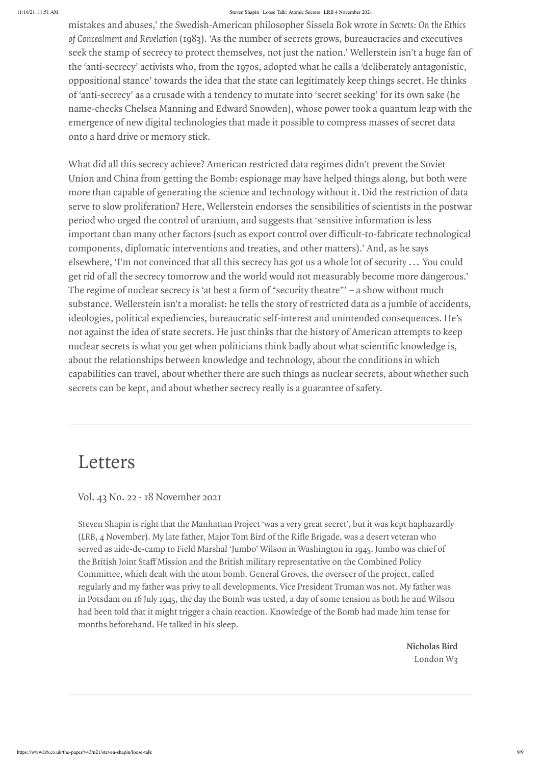mistakes and abuses,' the Swedish-American philosopher Sissela Bok wrote in *Secrets: On the Ethics of Concealment and Revelation* (1983). 'As the number of secrets grows, bureaucracies and executives seek the stamp of secrecy to protect themselves, not just the nation.' Wellerstein isn't a huge fan of the 'anti-secrecy' activists who, from the 1970s, adopted what he calls a 'deliberately antagonistic, oppositional stance' towards the idea that the state can legitimately keep things secret. He thinks of 'anti-secrecy' as a crusade with a tendency to mutate into 'secret seeking' for its own sake (he name-checks Chelsea Manning and Edward Snowden), whose power took a quantum leap with the emergence of new digital technologies that made it possible to compress masses of secret data onto a hard drive or memory stick.

What did all this secrecy achieve? American restricted data regimes didn't prevent the Soviet Union and China from getting the Bomb: espionage may have helped things along, but both were more than capable of generating the science and technology without it. Did the restriction of data serve to slow proliferation? Here, Wellerstein endorses the sensibilities of scientists in the postwar period who urged the control of uranium, and suggests that 'sensitive information is less important than many other factors (such as export control over difficult-to-fabricate technological components, diplomatic interventions and treaties, and other matters).' And, as he says elsewhere, 'I'm not convinced that all this secrecy has got us a whole lot of security … You could get rid of all the secrecy tomorrow and the world would not measurably become more dangerous.' The regime of nuclear secrecy is 'at best a form of "security theatre"' – a show without much substance. Wellerstein isn't a moralist: he tells the story of restricted data as a jumble of accidents, ideologies, political expediencies, bureaucratic self-interest and unintended consequences. He's not against the idea of state secrets. He just thinks that the history of American attempts to keep nuclear secrets is what you get when politicians think badly about what scientific knowledge is, about the relationships between knowledge and technology, about the conditions in which capabilities can travel, about whether there are such things as nuclear secrets, about whether such secrets can be kept, and about whether secrecy really is a guarantee of safety.

---

# Letters

Vol. 43 No. 22 · 18 November 2021

Steven Shapin is right that the Manhattan Project 'was a very great secret', but it was kept haphazardly (*LRB*, 4 November). My late father, Major Tom Bird of the Rifle Brigade, was a desert veteran who served as aide-de-camp to Field Marshal 'Jumbo' Wilson in Washington in 1945. Jumbo was chief of the British Joint Staff Mission and the British military representative on the Combined Policy Committee, which dealt with the atom bomb. General Groves, the overseer of the project, called regularly and my father was privy to all developments. Vice President Truman was not. My father was in Potsdam on 16 July 1945, the day the Bomb was tested, a day of some tension as both he and Wilson had been told that it might trigger a chain reaction. Knowledge of the Bomb had made him tense for months beforehand. He talked in his sleep.

**Nicholas Bird**
London W3

---